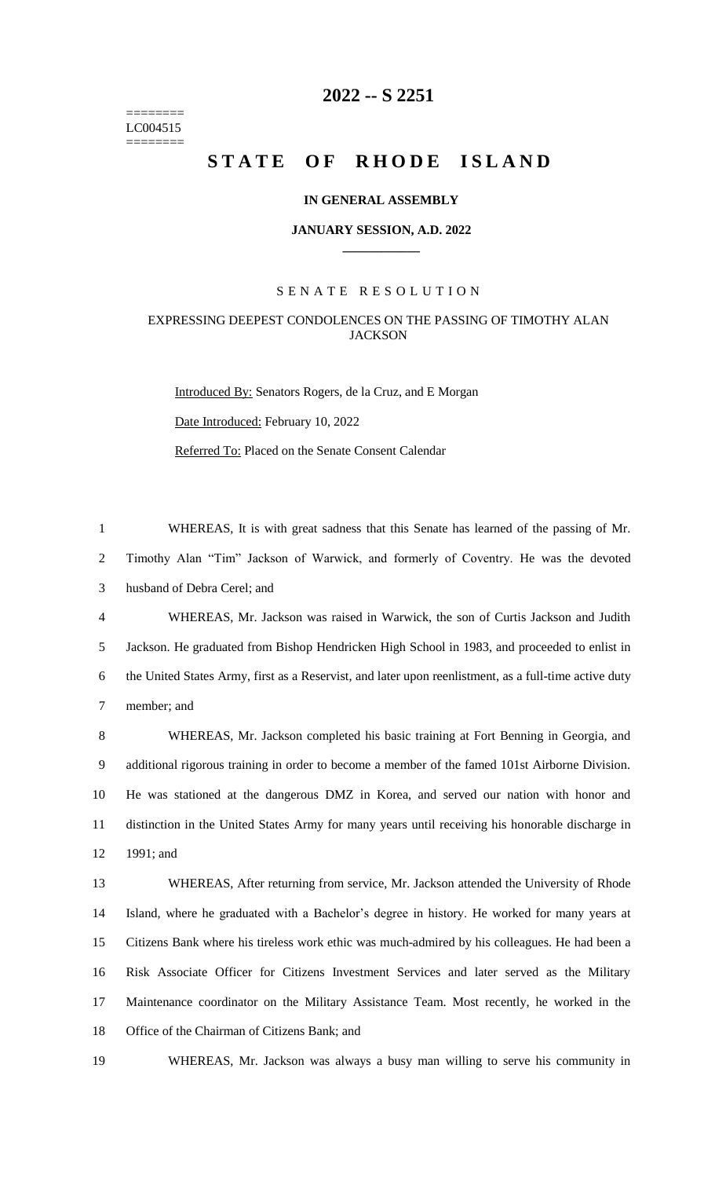# 2022 -- S 2251

========
LC004515
========

# STATE OF RHODE ISLAND

**IN GENERAL ASSEMBLY**

**JANUARY SESSION, A.D. 2022**

____________

SENATE RESOLUTION

EXPRESSING DEEPEST CONDOLENCES ON THE PASSING OF TIMOTHY ALAN JACKSON

Introduced By: Senators Rogers, de la Cruz, and E Morgan

Date Introduced: February 10, 2022

Referred To: Placed on the Senate Consent Calendar

WHEREAS, It is with great sadness that this Senate has learned of the passing of Mr. Timothy Alan "Tim" Jackson of Warwick, and formerly of Coventry. He was the devoted husband of Debra Cerel; and

WHEREAS, Mr. Jackson was raised in Warwick, the son of Curtis Jackson and Judith Jackson. He graduated from Bishop Hendricken High School in 1983, and proceeded to enlist in the United States Army, first as a Reservist, and later upon reenlistment, as a full-time active duty member; and

WHEREAS, Mr. Jackson completed his basic training at Fort Benning in Georgia, and additional rigorous training in order to become a member of the famed 101st Airborne Division. He was stationed at the dangerous DMZ in Korea, and served our nation with honor and distinction in the United States Army for many years until receiving his honorable discharge in 1991; and

WHEREAS, After returning from service, Mr. Jackson attended the University of Rhode Island, where he graduated with a Bachelor's degree in history. He worked for many years at Citizens Bank where his tireless work ethic was much-admired by his colleagues. He had been a Risk Associate Officer for Citizens Investment Services and later served as the Military Maintenance coordinator on the Military Assistance Team. Most recently, he worked in the Office of the Chairman of Citizens Bank; and

WHEREAS, Mr. Jackson was always a busy man willing to serve his community in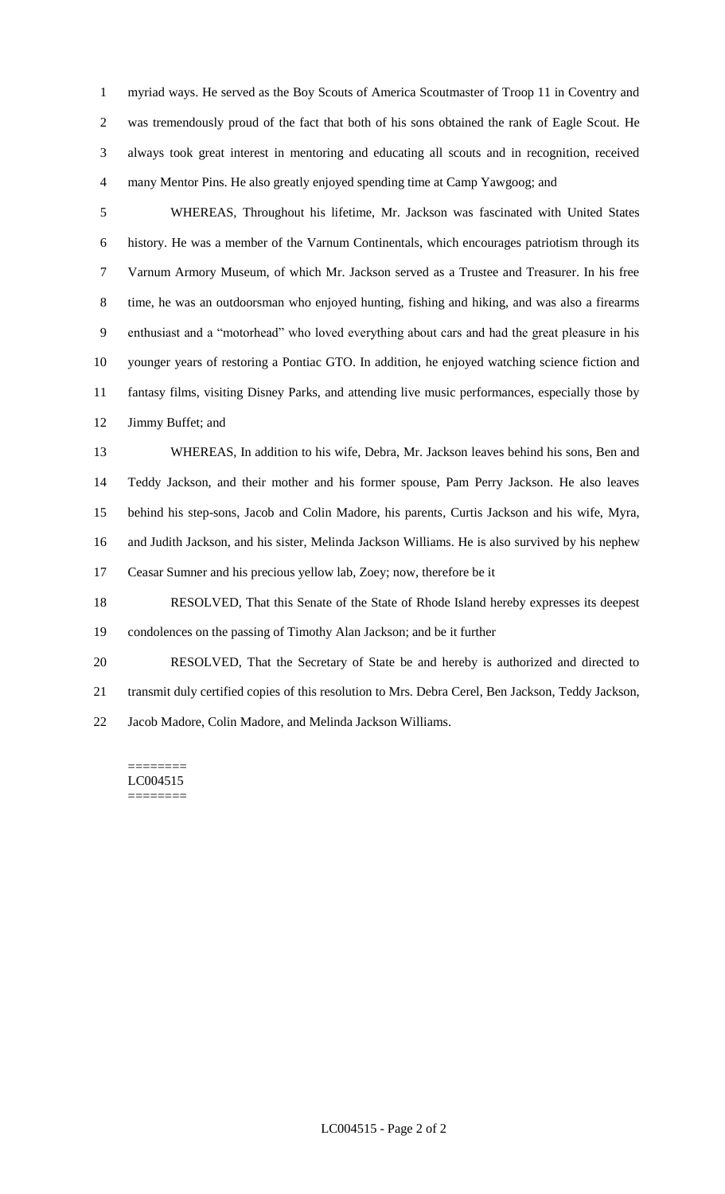myriad ways. He served as the Boy Scouts of America Scoutmaster of Troop 11 in Coventry and was tremendously proud of the fact that both of his sons obtained the rank of Eagle Scout. He always took great interest in mentoring and educating all scouts and in recognition, received many Mentor Pins. He also greatly enjoyed spending time at Camp Yawgoog; and

WHEREAS, Throughout his lifetime, Mr. Jackson was fascinated with United States history. He was a member of the Varnum Continentals, which encourages patriotism through its Varnum Armory Museum, of which Mr. Jackson served as a Trustee and Treasurer. In his free time, he was an outdoorsman who enjoyed hunting, fishing and hiking, and was also a firearms enthusiast and a "motorhead" who loved everything about cars and had the great pleasure in his younger years of restoring a Pontiac GTO. In addition, he enjoyed watching science fiction and fantasy films, visiting Disney Parks, and attending live music performances, especially those by Jimmy Buffet; and

WHEREAS, In addition to his wife, Debra, Mr. Jackson leaves behind his sons, Ben and Teddy Jackson, and their mother and his former spouse, Pam Perry Jackson. He also leaves behind his step-sons, Jacob and Colin Madore, his parents, Curtis Jackson and his wife, Myra, and Judith Jackson, and his sister, Melinda Jackson Williams. He is also survived by his nephew Ceasar Sumner and his precious yellow lab, Zoey; now, therefore be it

RESOLVED, That this Senate of the State of Rhode Island hereby expresses its deepest condolences on the passing of Timothy Alan Jackson; and be it further

RESOLVED, That the Secretary of State be and hereby is authorized and directed to transmit duly certified copies of this resolution to Mrs. Debra Cerel, Ben Jackson, Teddy Jackson, Jacob Madore, Colin Madore, and Melinda Jackson Williams.

========
LC004515
========